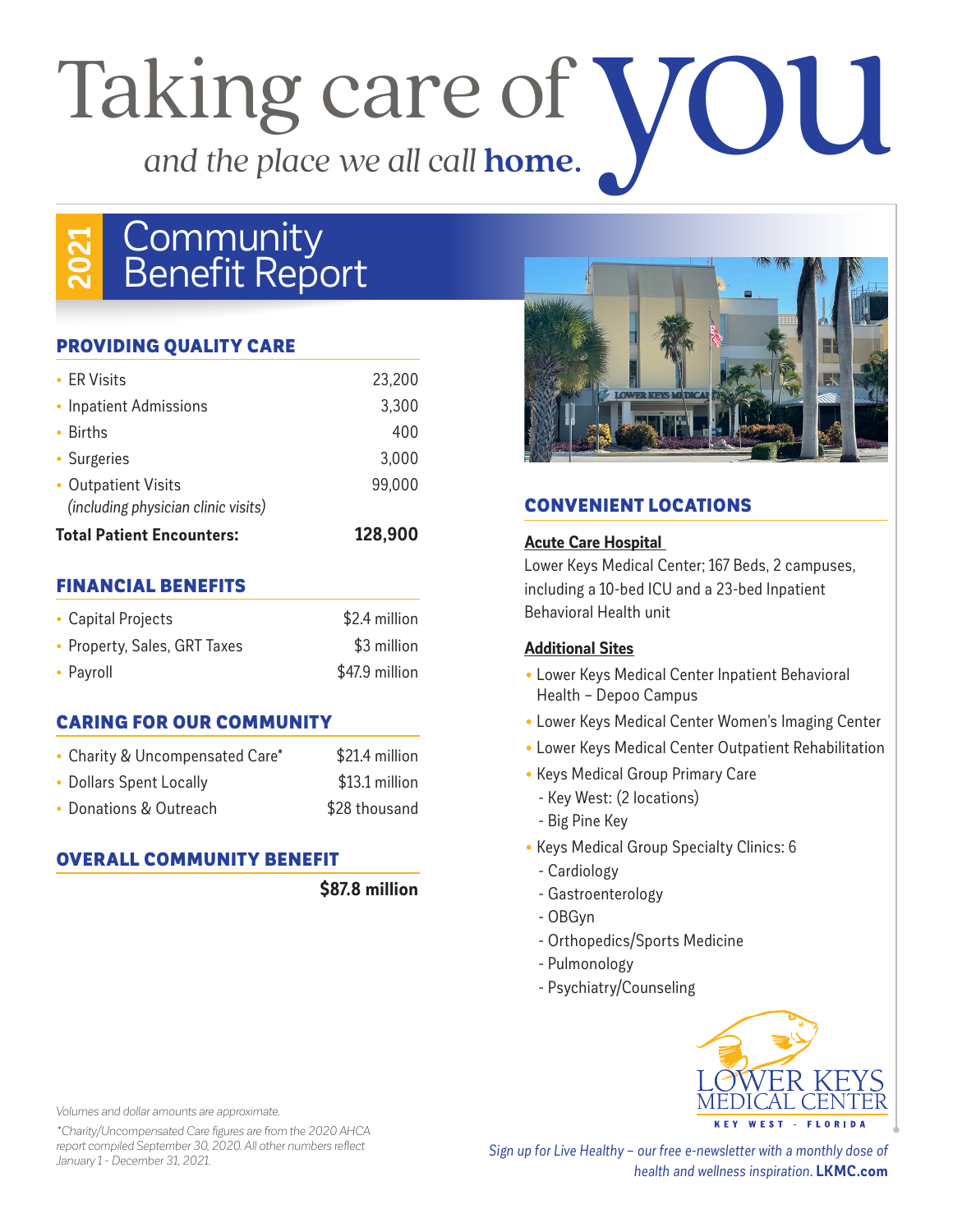# Taking care of you

*and the place we all call* **home.**

## 2021 Community Benefit Report

### PROVIDING QUALITY CARE

| | |
|---|---|
| • ER Visits | 23,200 |
| • Inpatient Admissions | 3,300 |
| • Births | 400 |
| • Surgeries | 3,000 |
| • Outpatient Visits *(including physician clinic visits)* | 99,000 |
| **Total Patient Encounters:** | **128,900** |

### FINANCIAL BENEFITS

| | |
|---|---|
| • Capital Projects | $2.4 million |
| • Property, Sales, GRT Taxes | $3 million |
| • Payroll | $47.9 million |

### CARING FOR OUR COMMUNITY

| | |
|---|---|
| • Charity & Uncompensated Care* | $21.4 million |
| • Dollars Spent Locally | $13.1 million |
| • Donations & Outreach | $28 thousand |

### OVERALL COMMUNITY BENEFIT

**$87.8 million**

### CONVENIENT LOCATIONS

**Acute Care Hospital**

Lower Keys Medical Center; 167 Beds, 2 campuses, including a 10-bed ICU and a 23-bed Inpatient Behavioral Health unit

**Additional Sites**

- Lower Keys Medical Center Inpatient Behavioral Health – Depoo Campus
- Lower Keys Medical Center Women's Imaging Center
- Lower Keys Medical Center Outpatient Rehabilitation
- Keys Medical Group Primary Care
  - Key West: (2 locations)
  - Big Pine Key
- Keys Medical Group Specialty Clinics: 6
  - Cardiology
  - Gastroenterology
  - OBGyn
  - Orthopedics/Sports Medicine
  - Pulmonology
  - Psychiatry/Counseling

LOWER KEYS MEDICAL CENTER
KEY WEST - FLORIDA

*Volumes and dollar amounts are approximate.*

*\*Charity/Uncompensated Care figures are from the 2020 AHCA report compiled September 30, 2020. All other numbers reflect January 1 - December 31, 2021.*

*Sign up for Live Healthy – our free e-newsletter with a monthly dose of health and wellness inspiration.* **LKMC.com**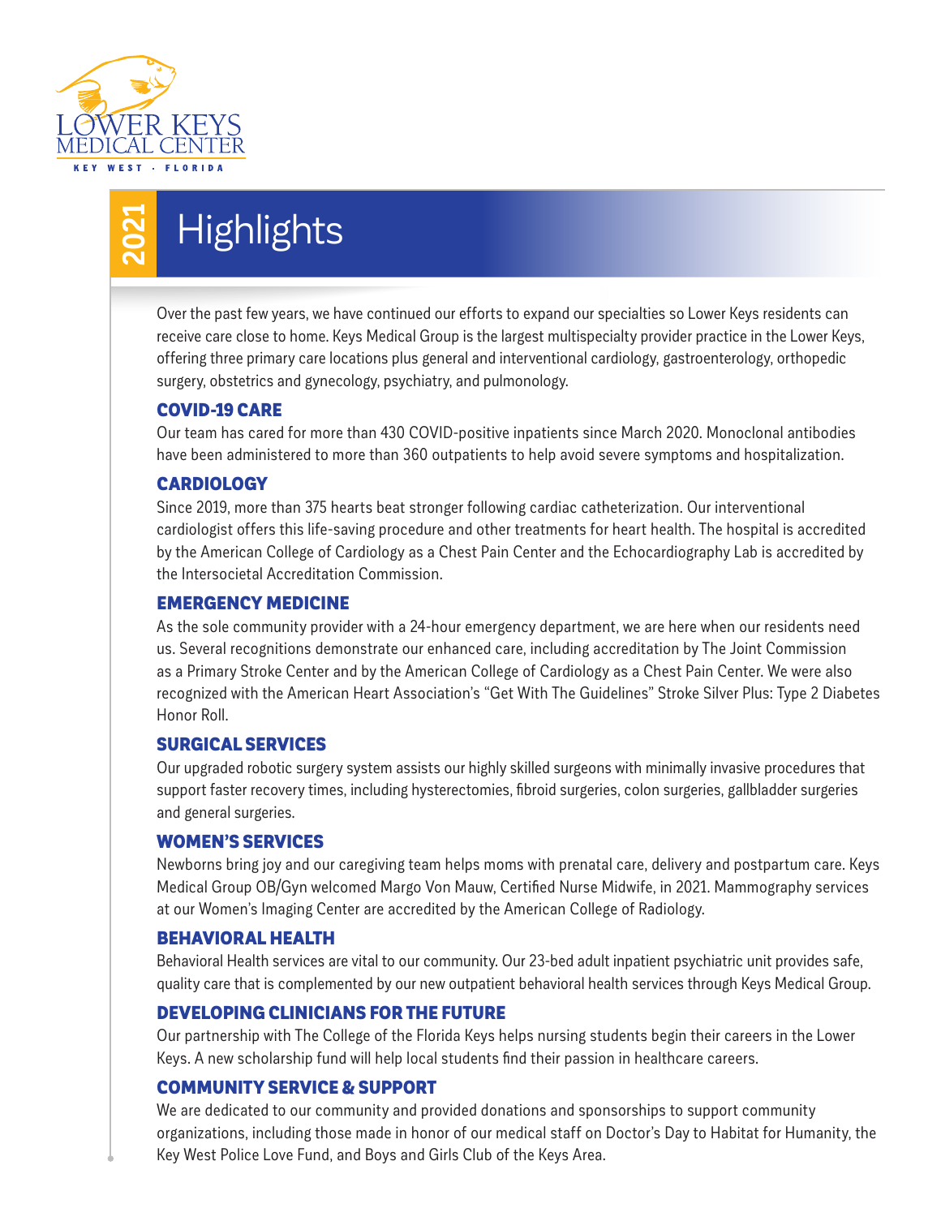LOWER KEYS MEDICAL CENTER

KEY WEST · FLORIDA

# 2021 Highlights

Over the past few years, we have continued our efforts to expand our specialties so Lower Keys residents can receive care close to home. Keys Medical Group is the largest multispecialty provider practice in the Lower Keys, offering three primary care locations plus general and interventional cardiology, gastroenterology, orthopedic surgery, obstetrics and gynecology, psychiatry, and pulmonology.

## COVID-19 CARE

Our team has cared for more than 430 COVID-positive inpatients since March 2020. Monoclonal antibodies have been administered to more than 360 outpatients to help avoid severe symptoms and hospitalization.

## CARDIOLOGY

Since 2019, more than 375 hearts beat stronger following cardiac catheterization. Our interventional cardiologist offers this life-saving procedure and other treatments for heart health. The hospital is accredited by the American College of Cardiology as a Chest Pain Center and the Echocardiography Lab is accredited by the Intersocietal Accreditation Commission.

## EMERGENCY MEDICINE

As the sole community provider with a 24-hour emergency department, we are here when our residents need us. Several recognitions demonstrate our enhanced care, including accreditation by The Joint Commission as a Primary Stroke Center and by the American College of Cardiology as a Chest Pain Center. We were also recognized with the American Heart Association's "Get With The Guidelines" Stroke Silver Plus: Type 2 Diabetes Honor Roll.

## SURGICAL SERVICES

Our upgraded robotic surgery system assists our highly skilled surgeons with minimally invasive procedures that support faster recovery times, including hysterectomies, fibroid surgeries, colon surgeries, gallbladder surgeries and general surgeries.

## WOMEN'S SERVICES

Newborns bring joy and our caregiving team helps moms with prenatal care, delivery and postpartum care. Keys Medical Group OB/Gyn welcomed Margo Von Mauw, Certified Nurse Midwife, in 2021. Mammography services at our Women's Imaging Center are accredited by the American College of Radiology.

## BEHAVIORAL HEALTH

Behavioral Health services are vital to our community. Our 23-bed adult inpatient psychiatric unit provides safe, quality care that is complemented by our new outpatient behavioral health services through Keys Medical Group.

## DEVELOPING CLINICIANS FOR THE FUTURE

Our partnership with The College of the Florida Keys helps nursing students begin their careers in the Lower Keys. A new scholarship fund will help local students find their passion in healthcare careers.

## COMMUNITY SERVICE & SUPPORT

We are dedicated to our community and provided donations and sponsorships to support community organizations, including those made in honor of our medical staff on Doctor's Day to Habitat for Humanity, the Key West Police Love Fund, and Boys and Girls Club of the Keys Area.